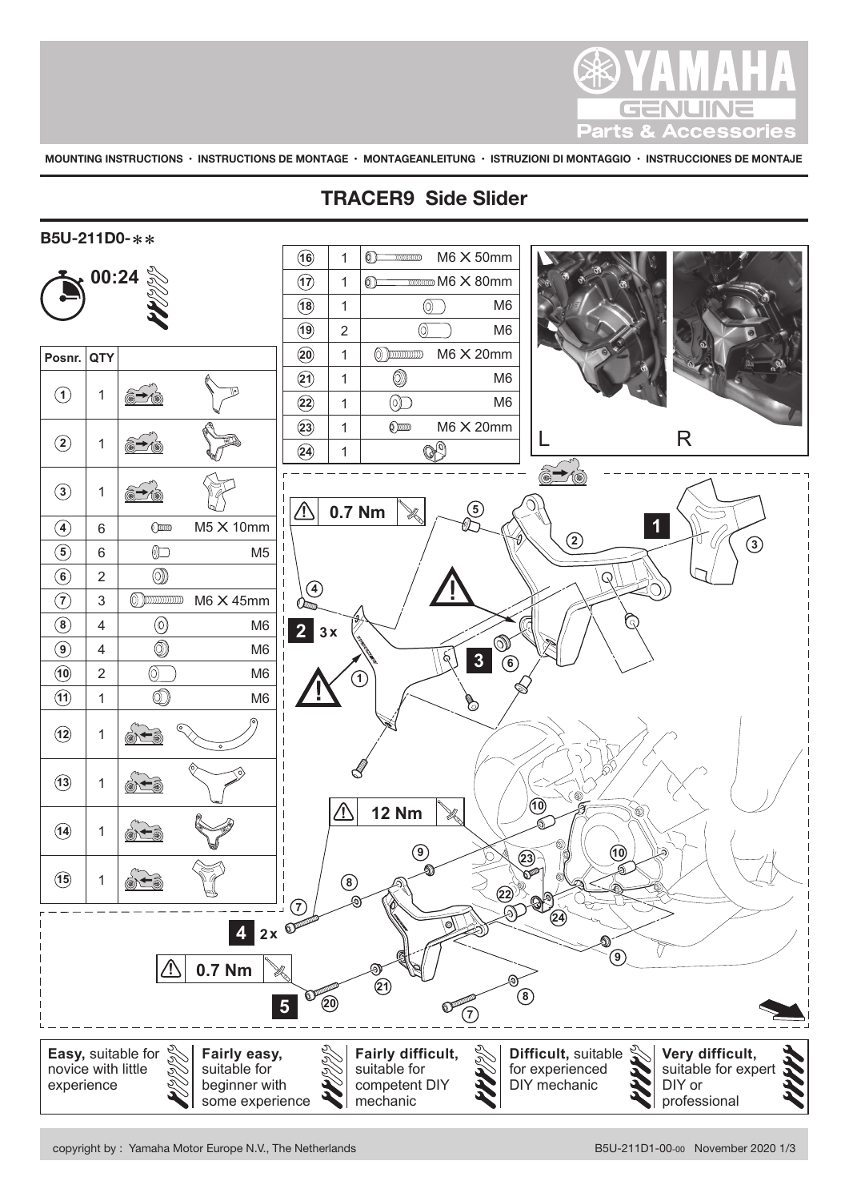YAMAHA GENUINE Parts & Accessories

MOUNTING INSTRUCTIONS · INSTRUCTIONS DE MONTAGE · MONTAGEANLEITUNG · ISTRUZIONI DI MONTAGGIO · INSTRUCCIONES DE MONTAJE

# TRACER9 Side Slider

**B5U-211D0-✻✻**

00:24

| Posnr. | QTY | | |
|---|---|---|---|
| 1 | 1 | | |
| 2 | 1 | | |
| 3 | 1 | | |
| 4 | 6 | | M5 X 10mm |
| 5 | 6 | | M5 |
| 6 | 2 | | |
| 7 | 3 | | M6 X 45mm |
| 8 | 4 | | M6 |
| 9 | 4 | | M6 |
| 10 | 2 | | M6 |
| 11 | 1 | | M6 |
| 12 | 1 | | |
| 13 | 1 | | |
| 14 | 1 | | |
| 15 | 1 | | |
| 16 | 1 | | M6 X 50mm |
| 17 | 1 | | M6 X 80mm |
| 18 | 1 | | M6 |
| 19 | 2 | | M6 |
| 20 | 1 | | M6 X 20mm |
| 21 | 1 | | M6 |
| 22 | 1 | | M6 |
| 23 | 1 | | M6 X 20mm |
| 24 | 1 | | |

L R

⚠ 0.7 Nm

1

2 3x

3

⚠ 12 Nm

4 2x

⚠ 0.7 Nm

5

| **Easy,** suitable for novice with little experience | **Fairly easy,** suitable for beginner with some experience | **Fairly difficult,** suitable for competent DIY mechanic | **Difficult,** suitable for experienced DIY mechanic | **Very difficult,** suitable for expert DIY or professional |
|---|---|---|---|---|

copyright by : Yamaha Motor Europe N.V., The Netherlands

B5U-211D1-00-00 November 2020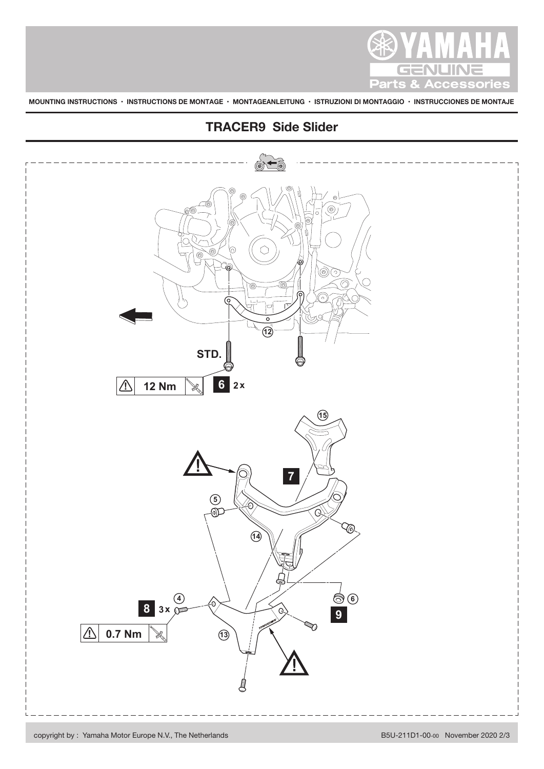MOUNTING INSTRUCTIONS · INSTRUCTIONS DE MONTAGE · MONTAGEANLEITUNG · ISTRUZIONI DI MONTAGGIO · INSTRUCCIONES DE MONTAJE

# TRACER9 Side Slider

12

STD.

⚠ 12 Nm

6 2 x

15

7

5

14

6

9

8 3 x

4

⚠ 0.7 Nm

13

copyright by : Yamaha Motor Europe N.V., The Netherlands

B5U-211D1-00-00 November 2020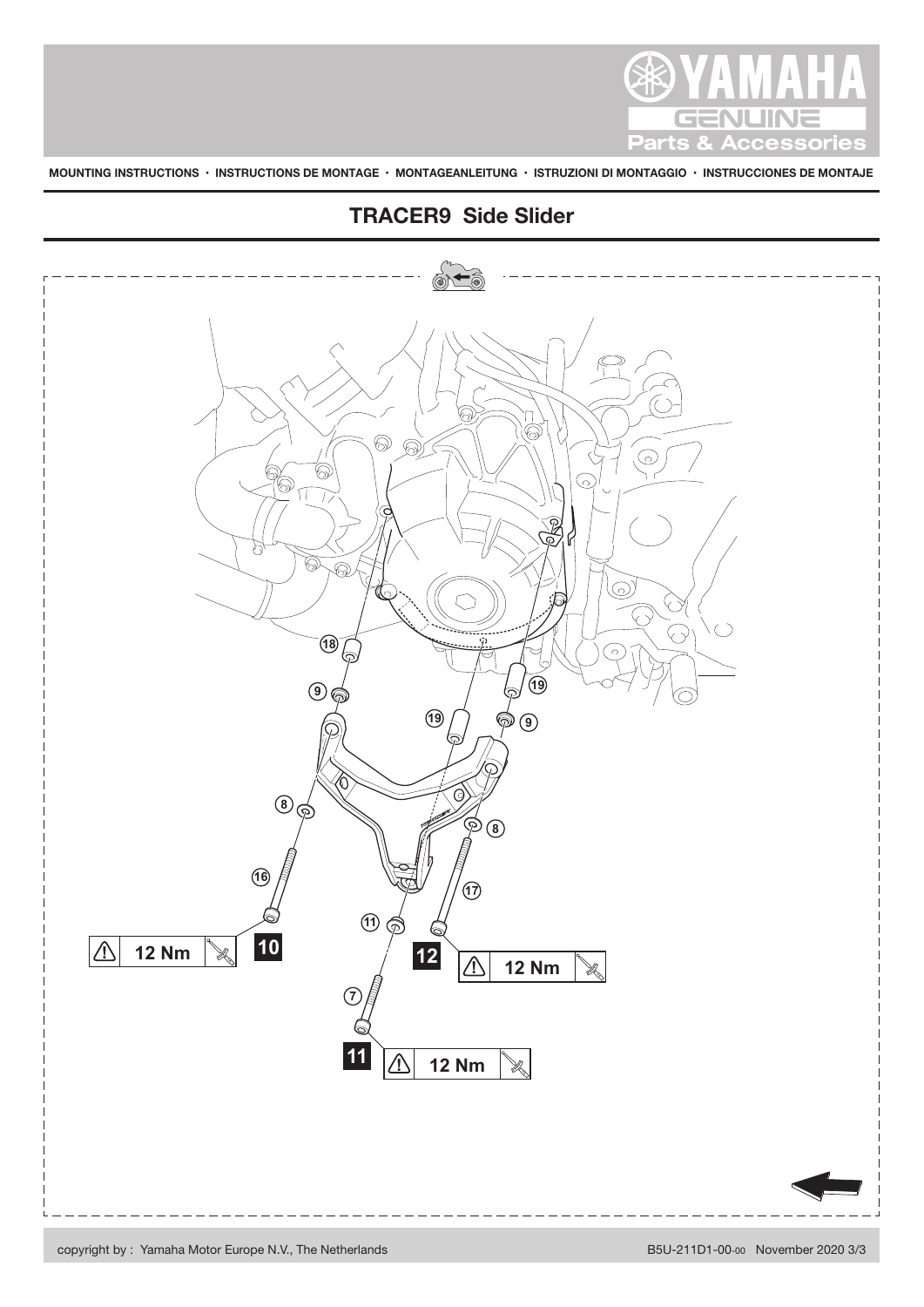MOUNTING INSTRUCTIONS · INSTRUCTIONS DE MONTAGE · MONTAGEANLEITUNG · ISTRUZIONI DI MONTAGGIO · INSTRUCCIONES DE MONTAJE

# TRACER9 Side Slider

18

9

19

19

9

8

8

16

17

11

10 ⚠ 12 Nm

12 ⚠ 12 Nm

7

11 ⚠ 12 Nm

copyright by : Yamaha Motor Europe N.V., The Netherlands

B5U-211D1-00-00 November 2020